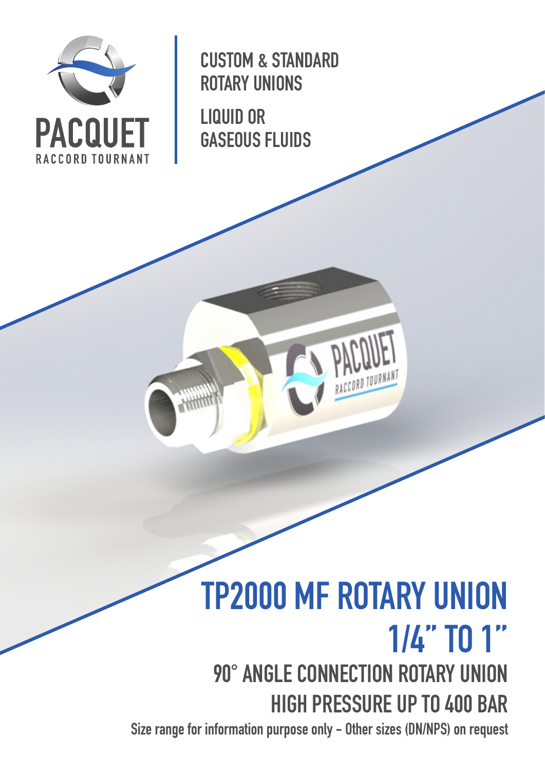PACQUET
RACCORD TOURNANT

CUSTOM & STANDARD ROTARY UNIONS

LIQUID OR GASEOUS FLUIDS

# TP2000 MF ROTARY UNION 1/4" TO 1"

## 90° ANGLE CONNECTION ROTARY UNION

## HIGH PRESSURE UP TO 400 BAR

Size range for information purpose only - Other sizes (DN/NPS) on request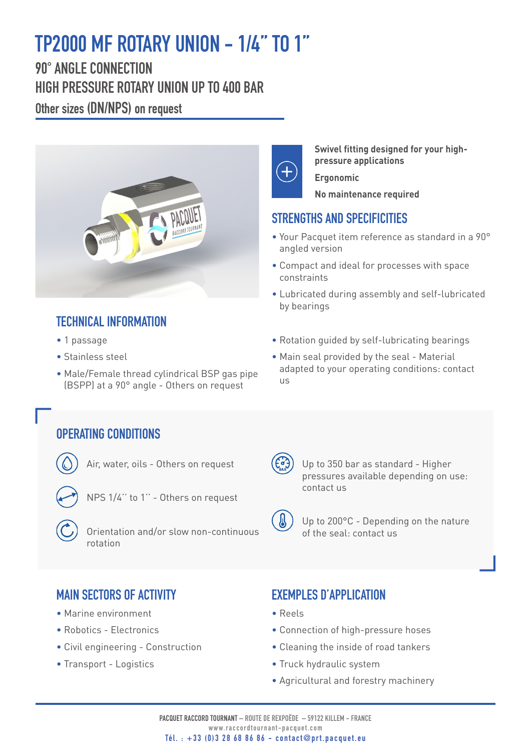# TP2000 MF ROTARY UNION - 1/4" TO 1"

## 90° ANGLE CONNECTION

## HIGH PRESSURE ROTARY UNION UP TO 400 BAR

Other sizes (DN/NPS) on request

**Swivel fitting designed for your high-pressure applications**

**Ergonomic**

**No maintenance required**

## STRENGTHS AND SPECIFICITIES

- Your Pacquet item reference as standard in a 90° angled version
- Compact and ideal for processes with space constraints
- Lubricated during assembly and self-lubricated by bearings
- Rotation guided by self-lubricating bearings
- Main seal provided by the seal - Material adapted to your operating conditions: contact us

## TECHNICAL INFORMATION

- 1 passage
- Stainless steel
- Male/Female thread cylindrical BSP gas pipe (BSPP) at a 90° angle - Others on request

## OPERATING CONDITIONS

- Air, water, oils - Others on request
- NPS 1/4'' to 1'' - Others on request
- Orientation and/or slow non-continuous rotation
- Up to 350 bar as standard - Higher pressures available depending on use: contact us
- Up to 200°C - Depending on the nature of the seal: contact us

## MAIN SECTORS OF ACTIVITY

- Marine environment
- Robotics - Electronics
- Civil engineering - Construction
- Transport - Logistics

## EXEMPLES D'APPLICATION

- Reels
- Connection of high-pressure hoses
- Cleaning the inside of road tankers
- Truck hydraulic system
- Agricultural and forestry machinery

PACQUET RACCORD TOURNANT – ROUTE DE REXPOËDE – 59122 KILLEM - FRANCE
www.raccordtournant-pacquet.com
Tél. : +33 (0)3 28 68 86 86 - contact@prt.pacquet.eu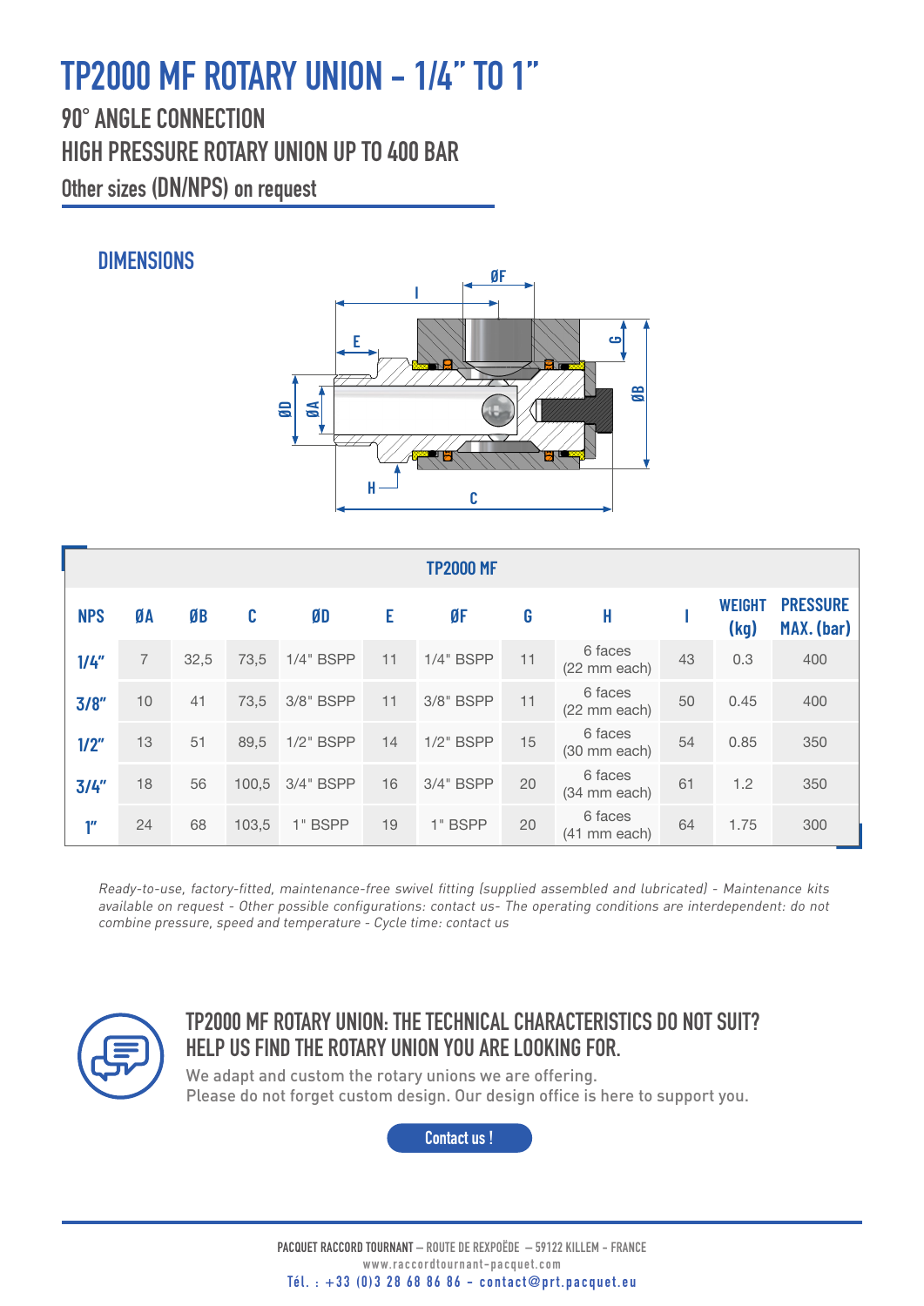# TP2000 MF ROTARY UNION – 1/4" TO 1"

## 90° ANGLE CONNECTION

## HIGH PRESSURE ROTARY UNION UP TO 400 BAR

Other sizes (DN/NPS) on request

## DIMENSIONS

I
ØF
E
G
ØD
ØA
ØB
H
C

| TP2000 MF | | | | | | | | | | | |
|---|---|---|---|---|---|---|---|---|---|---|---|
| NPS | ØA | ØB | C | ØD | E | ØF | G | H | I | WEIGHT (kg) | PRESSURE MAX. (bar) |
| 1/4" | 7 | 32,5 | 73,5 | 1/4" BSPP | 11 | 1/4" BSPP | 11 | 6 faces (22 mm each) | 43 | 0.3 | 400 |
| 3/8" | 10 | 41 | 73,5 | 3/8" BSPP | 11 | 3/8" BSPP | 11 | 6 faces (22 mm each) | 50 | 0.45 | 400 |
| 1/2" | 13 | 51 | 89,5 | 1/2" BSPP | 14 | 1/2" BSPP | 15 | 6 faces (30 mm each) | 54 | 0.85 | 350 |
| 3/4" | 18 | 56 | 100,5 | 3/4" BSPP | 16 | 3/4" BSPP | 20 | 6 faces (34 mm each) | 61 | 1.2 | 350 |
| 1" | 24 | 68 | 103,5 | 1" BSPP | 19 | 1" BSPP | 20 | 6 faces (41 mm each) | 64 | 1.75 | 300 |

*Ready-to-use, factory-fitted, maintenance-free swivel fitting (supplied assembled and lubricated) - Maintenance kits available on request - Other possible configurations: contact us- The operating conditions are interdependent: do not combine pressure, speed and temperature - Cycle time: contact us*

## TP2000 MF ROTARY UNION: THE TECHNICAL CHARACTERISTICS DO NOT SUIT? HELP US FIND THE ROTARY UNION YOU ARE LOOKING FOR.

We adapt and custom the rotary unions we are offering.
Please do not forget custom design. Our design office is here to support you.

Contact us !

PACQUET RACCORD TOURNANT – ROUTE DE REXPOËDE – 59122 KILLEM – FRANCE
www.raccordtournant-pacquet.com
Tél. : +33 (0)3 28 68 86 86 – contact@prt.pacquet.eu